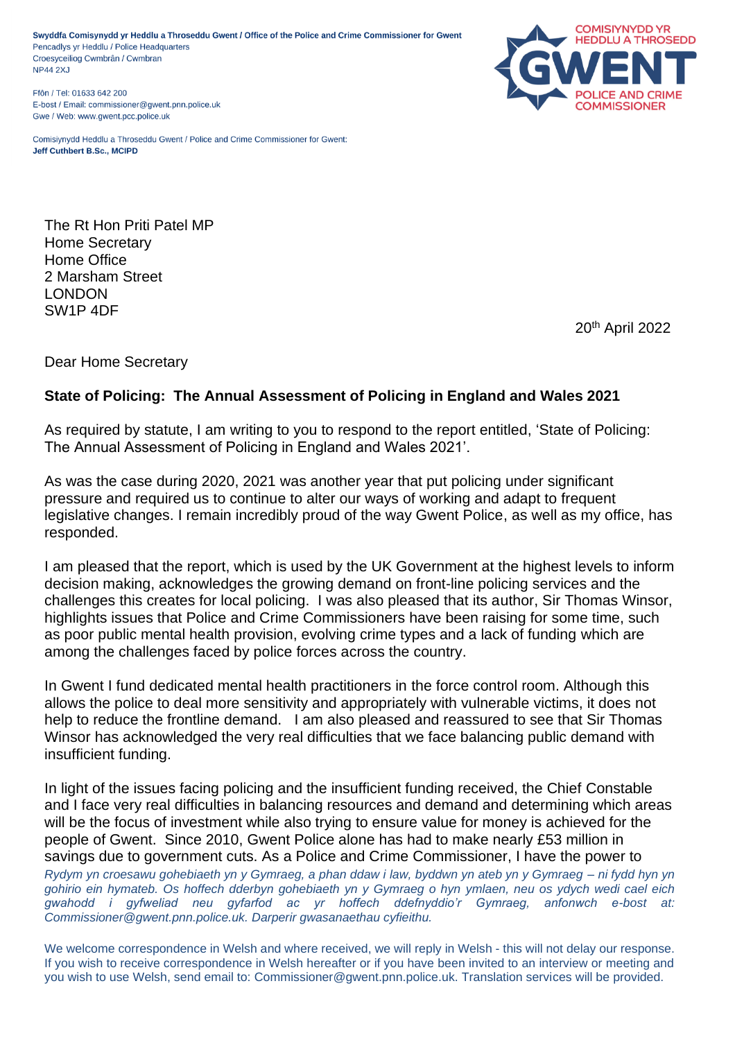**Swyddfa Comisiynydd yr Heddlu a Throseddu Gwent / Office of the Police and Crime Commissioner for Gwent**
Pencadlys yr Heddlu / Police Headquarters
Croesyceiliog Cwmbrân / Cwmbran
NP44 2XJ

Ffôn / Tel: 01633 642 200
E-bost / Email: commissioner@gwent.pnn.police.uk
Gwe / Web: www.gwent.pcc.police.uk

Comisiynydd Heddlu a Throseddu Gwent / Police and Crime Commissioner for Gwent:
**Jeff Cuthbert B.Sc., MCIPD**

COMISIYNYDD YR HEDDLU A THROSEDD
GWENT
POLICE AND CRIME COMMISSIONER

The Rt Hon Priti Patel MP
Home Secretary
Home Office
2 Marsham Street
LONDON
SW1P 4DF

20th April 2022

Dear Home Secretary

**State of Policing: The Annual Assessment of Policing in England and Wales 2021**

As required by statute, I am writing to you to respond to the report entitled, 'State of Policing: The Annual Assessment of Policing in England and Wales 2021'.

As was the case during 2020, 2021 was another year that put policing under significant pressure and required us to continue to alter our ways of working and adapt to frequent legislative changes. I remain incredibly proud of the way Gwent Police, as well as my office, has responded.

I am pleased that the report, which is used by the UK Government at the highest levels to inform decision making, acknowledges the growing demand on front-line policing services and the challenges this creates for local policing. I was also pleased that its author, Sir Thomas Winsor, highlights issues that Police and Crime Commissioners have been raising for some time, such as poor public mental health provision, evolving crime types and a lack of funding which are among the challenges faced by police forces across the country.

In Gwent I fund dedicated mental health practitioners in the force control room. Although this allows the police to deal more sensitivity and appropriately with vulnerable victims, it does not help to reduce the frontline demand. I am also pleased and reassured to see that Sir Thomas Winsor has acknowledged the very real difficulties that we face balancing public demand with insufficient funding.

In light of the issues facing policing and the insufficient funding received, the Chief Constable and I face very real difficulties in balancing resources and demand and determining which areas will be the focus of investment while also trying to ensure value for money is achieved for the people of Gwent. Since 2010, Gwent Police alone has had to make nearly £53 million in savings due to government cuts. As a Police and Crime Commissioner, I have the power to

*Rydym yn croesawu gohebiaeth yn y Gymraeg, a phan ddaw i law, byddwn yn ateb yn y Gymraeg – ni fydd hyn yn gohirio ein hymateb. Os hoffech dderbyn gohebiaeth yn y Gymraeg o hyn ymlaen, neu os ydych wedi cael eich gwahodd i gyfweliad neu gyfarfod ac yr hoffech ddefnyddio'r Gymraeg, anfonwch e-bost at: Commissioner@gwent.pnn.police.uk. Darperir gwasanaethau cyfieithu.*

We welcome correspondence in Welsh and where received, we will reply in Welsh - this will not delay our response. If you wish to receive correspondence in Welsh hereafter or if you have been invited to an interview or meeting and you wish to use Welsh, send email to: Commissioner@gwent.pnn.police.uk. Translation services will be provided.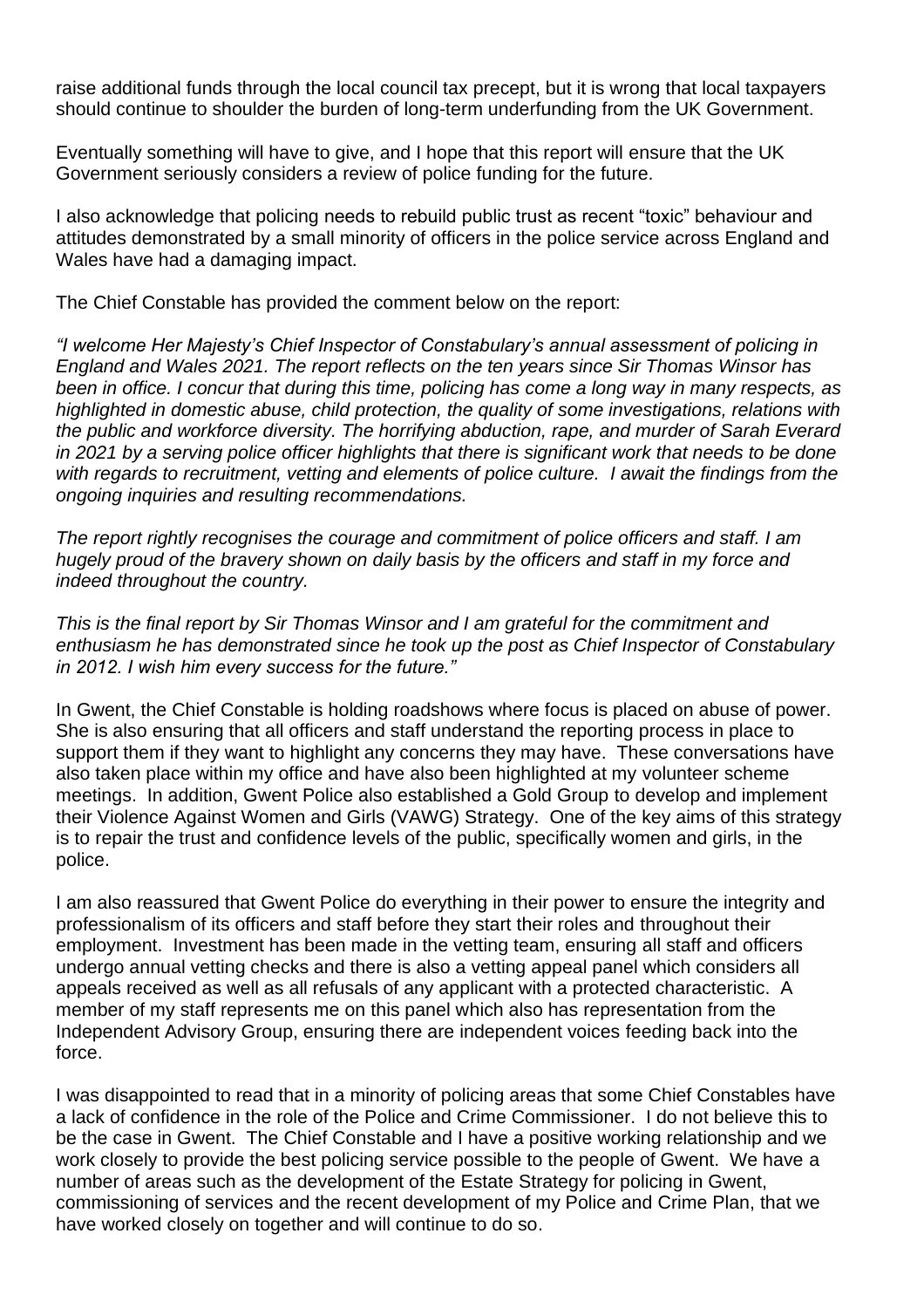raise additional funds through the local council tax precept, but it is wrong that local taxpayers should continue to shoulder the burden of long-term underfunding from the UK Government.

Eventually something will have to give, and I hope that this report will ensure that the UK Government seriously considers a review of police funding for the future.

I also acknowledge that policing needs to rebuild public trust as recent "toxic" behaviour and attitudes demonstrated by a small minority of officers in the police service across England and Wales have had a damaging impact.

The Chief Constable has provided the comment below on the report:

*"I welcome Her Majesty's Chief Inspector of Constabulary's annual assessment of policing in England and Wales 2021. The report reflects on the ten years since Sir Thomas Winsor has been in office. I concur that during this time, policing has come a long way in many respects, as highlighted in domestic abuse, child protection, the quality of some investigations, relations with the public and workforce diversity. The horrifying abduction, rape, and murder of Sarah Everard in 2021 by a serving police officer highlights that there is significant work that needs to be done with regards to recruitment, vetting and elements of police culture. I await the findings from the ongoing inquiries and resulting recommendations.*

*The report rightly recognises the courage and commitment of police officers and staff. I am hugely proud of the bravery shown on daily basis by the officers and staff in my force and indeed throughout the country.*

*This is the final report by Sir Thomas Winsor and I am grateful for the commitment and enthusiasm he has demonstrated since he took up the post as Chief Inspector of Constabulary in 2012. I wish him every success for the future."*

In Gwent, the Chief Constable is holding roadshows where focus is placed on abuse of power. She is also ensuring that all officers and staff understand the reporting process in place to support them if they want to highlight any concerns they may have. These conversations have also taken place within my office and have also been highlighted at my volunteer scheme meetings. In addition, Gwent Police also established a Gold Group to develop and implement their Violence Against Women and Girls (VAWG) Strategy. One of the key aims of this strategy is to repair the trust and confidence levels of the public, specifically women and girls, in the police.

I am also reassured that Gwent Police do everything in their power to ensure the integrity and professionalism of its officers and staff before they start their roles and throughout their employment. Investment has been made in the vetting team, ensuring all staff and officers undergo annual vetting checks and there is also a vetting appeal panel which considers all appeals received as well as all refusals of any applicant with a protected characteristic. A member of my staff represents me on this panel which also has representation from the Independent Advisory Group, ensuring there are independent voices feeding back into the force.

I was disappointed to read that in a minority of policing areas that some Chief Constables have a lack of confidence in the role of the Police and Crime Commissioner. I do not believe this to be the case in Gwent. The Chief Constable and I have a positive working relationship and we work closely to provide the best policing service possible to the people of Gwent. We have a number of areas such as the development of the Estate Strategy for policing in Gwent, commissioning of services and the recent development of my Police and Crime Plan, that we have worked closely on together and will continue to do so.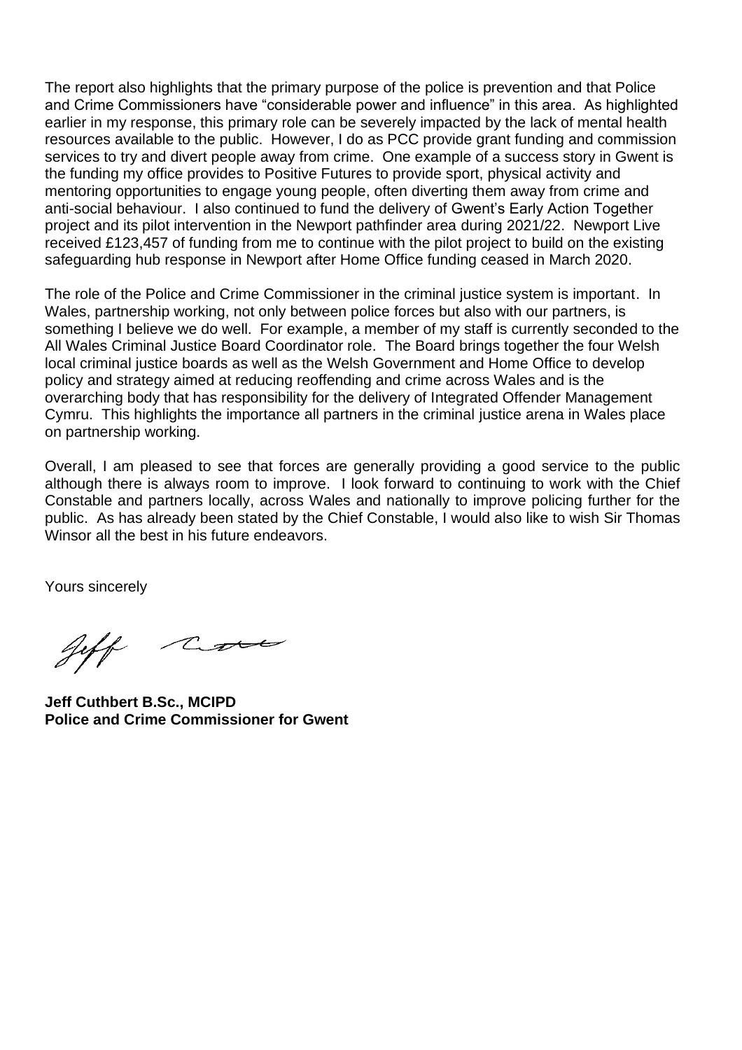The report also highlights that the primary purpose of the police is prevention and that Police and Crime Commissioners have "considerable power and influence" in this area. As highlighted earlier in my response, this primary role can be severely impacted by the lack of mental health resources available to the public. However, I do as PCC provide grant funding and commission services to try and divert people away from crime. One example of a success story in Gwent is the funding my office provides to Positive Futures to provide sport, physical activity and mentoring opportunities to engage young people, often diverting them away from crime and anti-social behaviour. I also continued to fund the delivery of Gwent's Early Action Together project and its pilot intervention in the Newport pathfinder area during 2021/22. Newport Live received £123,457 of funding from me to continue with the pilot project to build on the existing safeguarding hub response in Newport after Home Office funding ceased in March 2020.

The role of the Police and Crime Commissioner in the criminal justice system is important. In Wales, partnership working, not only between police forces but also with our partners, is something I believe we do well. For example, a member of my staff is currently seconded to the All Wales Criminal Justice Board Coordinator role. The Board brings together the four Welsh local criminal justice boards as well as the Welsh Government and Home Office to develop policy and strategy aimed at reducing reoffending and crime across Wales and is the overarching body that has responsibility for the delivery of Integrated Offender Management Cymru. This highlights the importance all partners in the criminal justice arena in Wales place on partnership working.

Overall, I am pleased to see that forces are generally providing a good service to the public although there is always room to improve. I look forward to continuing to work with the Chief Constable and partners locally, across Wales and nationally to improve policing further for the public. As has already been stated by the Chief Constable, I would also like to wish Sir Thomas Winsor all the best in his future endeavors.

Yours sincerely

**Jeff Cuthbert B.Sc., MCIPD**
**Police and Crime Commissioner for Gwent**